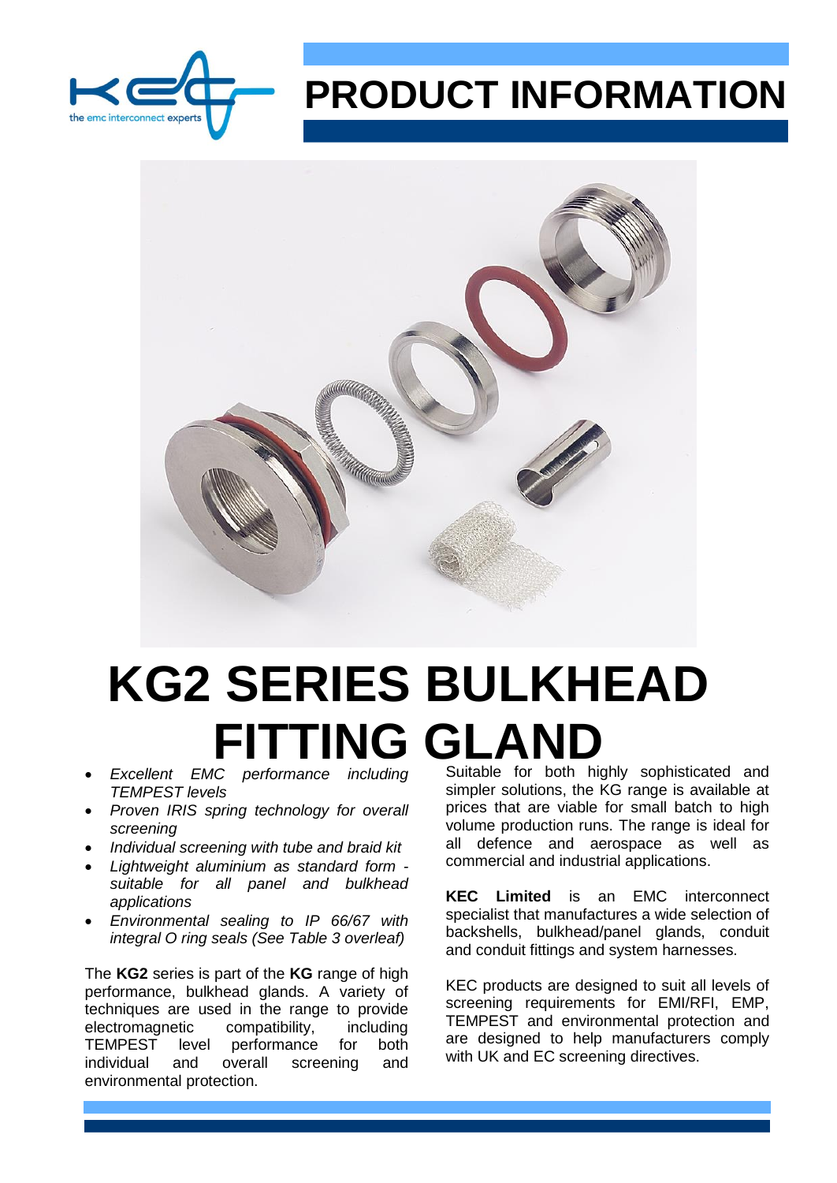# PRODUCT INFORMATION

# KG2 SERIES BULKHEAD FITTING GLAND

- *Excellent EMC performance including TEMPEST levels*
- *Proven IRIS spring technology for overall screening*
- *Individual screening with tube and braid kit*
- *Lightweight aluminium as standard form - suitable for all panel and bulkhead applications*
- *Environmental sealing to IP 66/67 with integral O ring seals (See Table 3 overleaf)*

The **KG2** series is part of the **KG** range of high performance, bulkhead glands. A variety of techniques are used in the range to provide electromagnetic compatibility, including TEMPEST level performance for both individual and overall screening and environmental protection.

Suitable for both highly sophisticated and simpler solutions, the KG range is available at prices that are viable for small batch to high volume production runs. The range is ideal for all defence and aerospace as well as commercial and industrial applications.

**KEC Limited** is an EMC interconnect specialist that manufactures a wide selection of backshells, bulkhead/panel glands, conduit and conduit fittings and system harnesses.

KEC products are designed to suit all levels of screening requirements for EMI/RFI, EMP, TEMPEST and environmental protection and are designed to help manufacturers comply with UK and EC screening directives.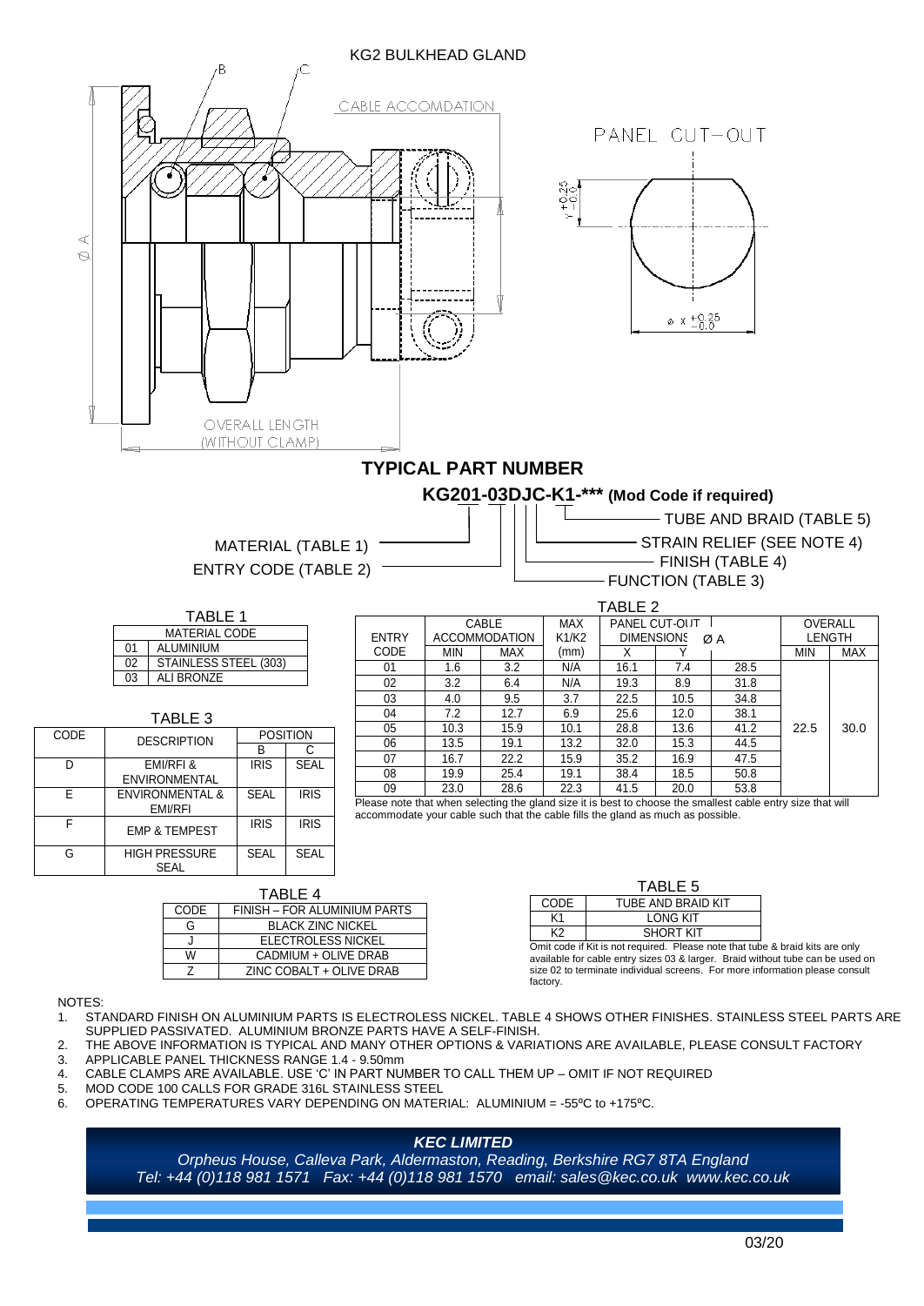KG2 BULKHEAD GLAND

B C

CABLE ACCOMDATION

PANEL CUT-OUT

Ø A

OVERALL LENGTH (WITHOUT CLAMP)

## TYPICAL PART NUMBER

**KG201-03DJC-K1-*** (Mod Code if required)**

- MATERIAL (TABLE 1)
- ENTRY CODE (TABLE 2)
- FUNCTION (TABLE 3)
- FINISH (TABLE 4)
- STRAIN RELIEF (SEE NOTE 4)
- TUBE AND BRAID (TABLE 5)

TABLE 1

| MATERIAL CODE | |
|---|---|
| 01 | ALUMINIUM |
| 02 | STAINLESS STEEL (303) |
| 03 | ALI BRONZE |

TABLE 2

| ENTRY CODE | CABLE ACCOMMODATION | | MAX K1/K2 (mm) | PANEL CUT-OUT DIMENSIONS | | Ø A | OVERALL LENGTH | |
|---|---|---|---|---|---|---|---|---|
| | MIN | MAX | | X | Y | | MIN | MAX |
| 01 | 1.6 | 3.2 | N/A | 16.1 | 7.4 | 28.5 | 22.5 | 30.0 |
| 02 | 3.2 | 6.4 | N/A | 19.3 | 8.9 | 31.8 | 22.5 | 30.0 |
| 03 | 4.0 | 9.5 | 3.7 | 22.5 | 10.5 | 34.8 | 22.5 | 30.0 |
| 04 | 7.2 | 12.7 | 6.9 | 25.6 | 12.0 | 38.1 | 22.5 | 30.0 |
| 05 | 10.3 | 15.9 | 10.1 | 28.8 | 13.6 | 41.2 | 22.5 | 30.0 |
| 06 | 13.5 | 19.1 | 13.2 | 32.0 | 15.3 | 44.5 | 22.5 | 30.0 |
| 07 | 16.7 | 22.2 | 15.9 | 35.2 | 16.9 | 47.5 | 22.5 | 30.0 |
| 08 | 19.9 | 25.4 | 19.1 | 38.4 | 18.5 | 50.8 | 22.5 | 30.0 |
| 09 | 23.0 | 28.6 | 22.3 | 41.5 | 20.0 | 53.8 | 22.5 | 30.0 |

Please note that when selecting the gland size it is best to choose the smallest cable entry size that will accommodate your cable such that the cable fills the gland as much as possible.

TABLE 3

| CODE | DESCRIPTION | POSITION | |
|---|---|---|---|
| | | B | C |
| D | EMI/RFI & ENVIRONMENTAL | IRIS | SEAL |
| E | ENVIRONMENTAL & EMI/RFI | SEAL | IRIS |
| F | EMP & TEMPEST | IRIS | IRIS |
| G | HIGH PRESSURE SEAL | SEAL | SEAL |

TABLE 4

| CODE | FINISH – FOR ALUMINIUM PARTS |
|---|---|
| G | BLACK ZINC NICKEL |
| J | ELECTROLESS NICKEL |
| W | CADMIUM + OLIVE DRAB |
| Z | ZINC COBALT + OLIVE DRAB |

TABLE 5

| CODE | TUBE AND BRAID KIT |
|---|---|
| K1 | LONG KIT |
| K2 | SHORT KIT |

Omit code if Kit is not required. Please note that tube & braid kits are only available for cable entry sizes 03 & larger. Braid without tube can be used on size 02 to terminate individual screens. For more information please consult factory.

NOTES:

1. STANDARD FINISH ON ALUMINIUM PARTS IS ELECTROLESS NICKEL. TABLE 4 SHOWS OTHER FINISHES. STAINLESS STEEL PARTS ARE SUPPLIED PASSIVATED. ALUMINIUM BRONZE PARTS HAVE A SELF-FINISH.
2. THE ABOVE INFORMATION IS TYPICAL AND MANY OTHER OPTIONS & VARIATIONS ARE AVAILABLE, PLEASE CONSULT FACTORY
3. APPLICABLE PANEL THICKNESS RANGE 1.4 - 9.50mm
4. CABLE CLAMPS ARE AVAILABLE. USE 'C' IN PART NUMBER TO CALL THEM UP – OMIT IF NOT REQUIRED
5. MOD CODE 100 CALLS FOR GRADE 316L STAINLESS STEEL
6. OPERATING TEMPERATURES VARY DEPENDING ON MATERIAL: ALUMINIUM = -55ºC to +175ºC.

***KEC LIMITED***

*Orpheus House, Calleva Park, Aldermaston, Reading, Berkshire RG7 8TA England*
*Tel: +44 (0)118 981 1571 Fax: +44 (0)118 981 1570 email: sales@kec.co.uk www.kec.co.uk*

03/20